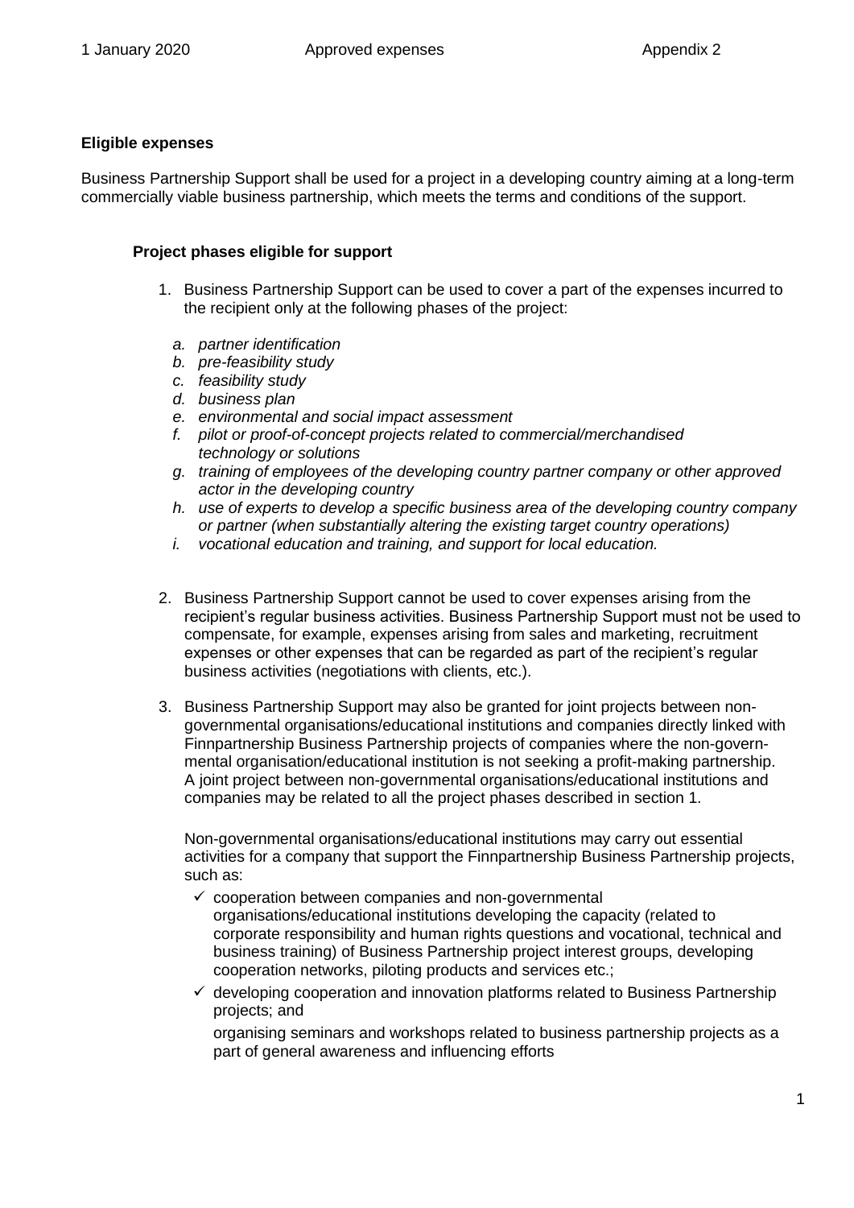### Eligible expenses

Business Partnership Support shall be used for a project in a developing country aiming at a long-term commercially viable business partnership, which meets the terms and conditions of the support.

#### Project phases eligible for support

1. Business Partnership Support can be used to cover a part of the expenses incurred to the recipient only at the following phases of the project:

   a. *partner identification*
   b. *pre-feasibility study*
   c. *feasibility study*
   d. *business plan*
   e. *environmental and social impact assessment*
   f. *pilot or proof-of-concept projects related to commercial/merchandised technology or solutions*
   g. *training of employees of the developing country partner company or other approved actor in the developing country*
   h. *use of experts to develop a specific business area of the developing country company or partner (when substantially altering the existing target country operations)*
   i. *vocational education and training, and support for local education.*

2. Business Partnership Support cannot be used to cover expenses arising from the recipient's regular business activities. Business Partnership Support must not be used to compensate, for example, expenses arising from sales and marketing, recruitment expenses or other expenses that can be regarded as part of the recipient's regular business activities (negotiations with clients, etc.).

3. Business Partnership Support may also be granted for joint projects between non-governmental organisations/educational institutions and companies directly linked with Finnpartnership Business Partnership projects of companies where the non-governmental organisation/educational institution is not seeking a profit-making partnership. A joint project between non-governmental organisations/educational institutions and companies may be related to all the project phases described in section 1.

   Non-governmental organisations/educational institutions may carry out essential activities for a company that support the Finnpartnership Business Partnership projects, such as:

   - ✓ cooperation between companies and non-governmental organisations/educational institutions developing the capacity (related to corporate responsibility and human rights questions and vocational, technical and business training) of Business Partnership project interest groups, developing cooperation networks, piloting products and services etc.;
   - ✓ developing cooperation and innovation platforms related to Business Partnership projects; and

     organising seminars and workshops related to business partnership projects as a part of general awareness and influencing efforts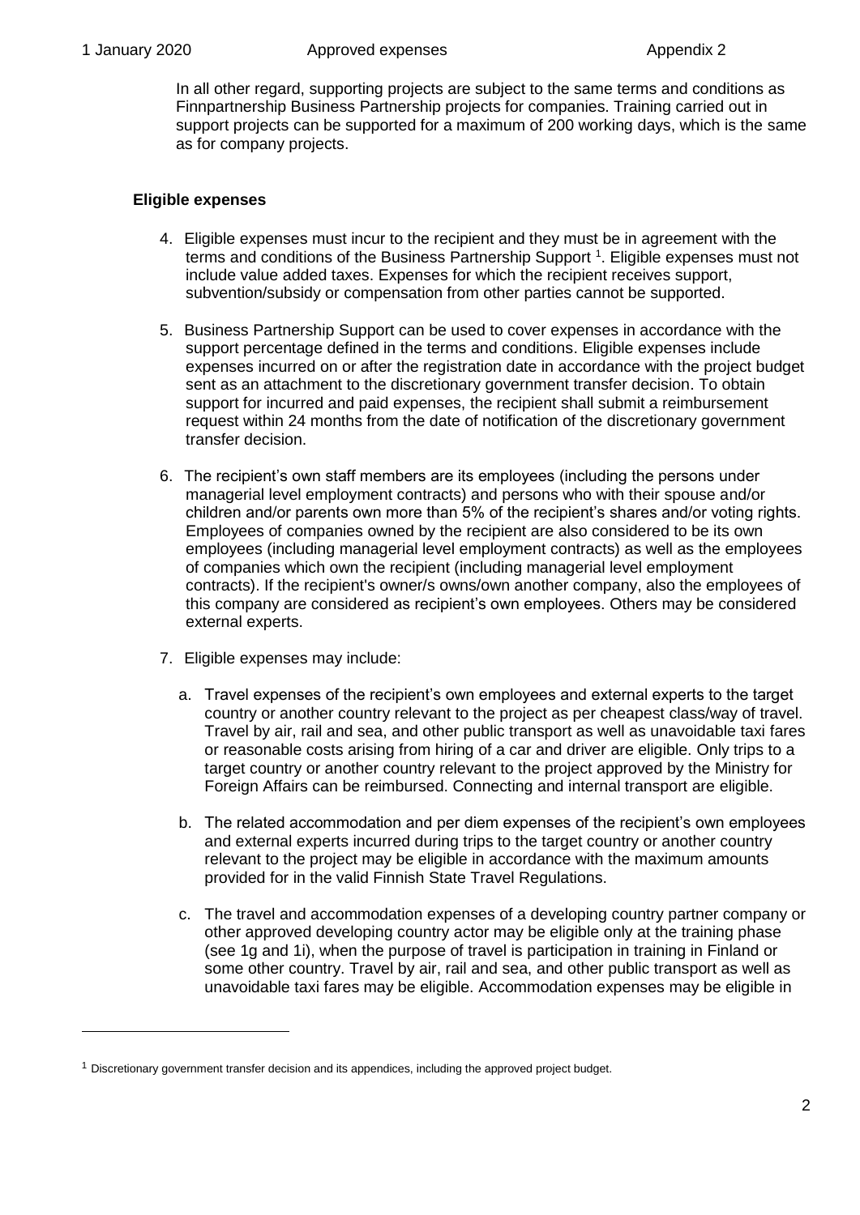In all other regard, supporting projects are subject to the same terms and conditions as Finnpartnership Business Partnership projects for companies. Training carried out in support projects can be supported for a maximum of 200 working days, which is the same as for company projects.

**Eligible expenses**

4. Eligible expenses must incur to the recipient and they must be in agreement with the terms and conditions of the Business Partnership Support [1]. Eligible expenses must not include value added taxes. Expenses for which the recipient receives support, subvention/subsidy or compensation from other parties cannot be supported.

5. Business Partnership Support can be used to cover expenses in accordance with the support percentage defined in the terms and conditions. Eligible expenses include expenses incurred on or after the registration date in accordance with the project budget sent as an attachment to the discretionary government transfer decision. To obtain support for incurred and paid expenses, the recipient shall submit a reimbursement request within 24 months from the date of notification of the discretionary government transfer decision.

6. The recipient's own staff members are its employees (including the persons under managerial level employment contracts) and persons who with their spouse and/or children and/or parents own more than 5% of the recipient's shares and/or voting rights. Employees of companies owned by the recipient are also considered to be its own employees (including managerial level employment contracts) as well as the employees of companies which own the recipient (including managerial level employment contracts). If the recipient's owner/s owns/own another company, also the employees of this company are considered as recipient's own employees. Others may be considered external experts.

7. Eligible expenses may include:

   a. Travel expenses of the recipient's own employees and external experts to the target country or another country relevant to the project as per cheapest class/way of travel. Travel by air, rail and sea, and other public transport as well as unavoidable taxi fares or reasonable costs arising from hiring of a car and driver are eligible. Only trips to a target country or another country relevant to the project approved by the Ministry for Foreign Affairs can be reimbursed. Connecting and internal transport are eligible.

   b. The related accommodation and per diem expenses of the recipient's own employees and external experts incurred during trips to the target country or another country relevant to the project may be eligible in accordance with the maximum amounts provided for in the valid Finnish State Travel Regulations.

   c. The travel and accommodation expenses of a developing country partner company or other approved developing country actor may be eligible only at the training phase (see 1g and 1i), when the purpose of travel is participation in training in Finland or some other country. Travel by air, rail and sea, and other public transport as well as unavoidable taxi fares may be eligible. Accommodation expenses may be eligible in

[1] Discretionary government transfer decision and its appendices, including the approved project budget.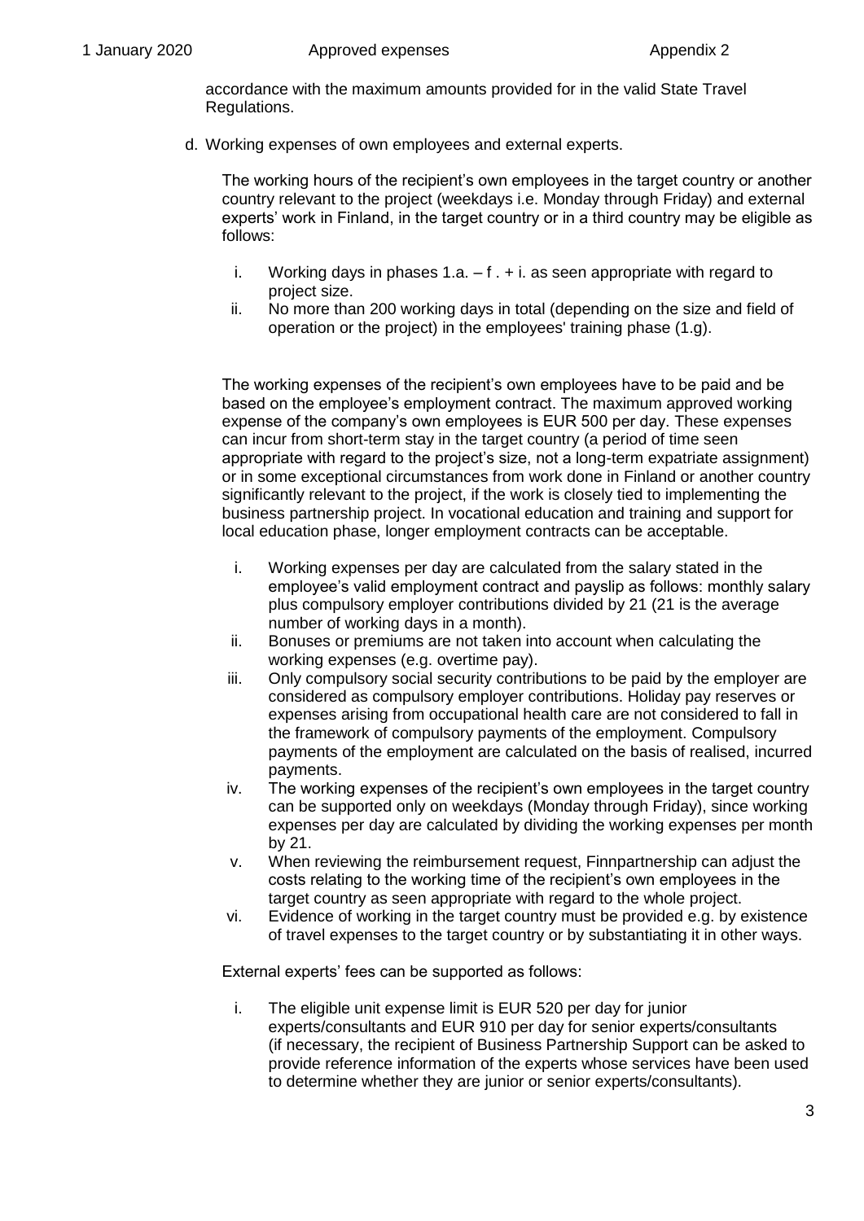accordance with the maximum amounts provided for in the valid State Travel Regulations.

d. Working expenses of own employees and external experts.

   The working hours of the recipient's own employees in the target country or another country relevant to the project (weekdays i.e. Monday through Friday) and external experts' work in Finland, in the target country or in a third country may be eligible as follows:

   i. Working days in phases 1.a. – f . + i. as seen appropriate with regard to project size.
   ii. No more than 200 working days in total (depending on the size and field of operation or the project) in the employees' training phase (1.g).

   The working expenses of the recipient's own employees have to be paid and be based on the employee's employment contract. The maximum approved working expense of the company's own employees is EUR 500 per day. These expenses can incur from short-term stay in the target country (a period of time seen appropriate with regard to the project's size, not a long-term expatriate assignment) or in some exceptional circumstances from work done in Finland or another country significantly relevant to the project, if the work is closely tied to implementing the business partnership project. In vocational education and training and support for local education phase, longer employment contracts can be acceptable.

   i. Working expenses per day are calculated from the salary stated in the employee's valid employment contract and payslip as follows: monthly salary plus compulsory employer contributions divided by 21 (21 is the average number of working days in a month).
   ii. Bonuses or premiums are not taken into account when calculating the working expenses (e.g. overtime pay).
   iii. Only compulsory social security contributions to be paid by the employer are considered as compulsory employer contributions. Holiday pay reserves or expenses arising from occupational health care are not considered to fall in the framework of compulsory payments of the employment. Compulsory payments of the employment are calculated on the basis of realised, incurred payments.
   iv. The working expenses of the recipient's own employees in the target country can be supported only on weekdays (Monday through Friday), since working expenses per day are calculated by dividing the working expenses per month by 21.
   v. When reviewing the reimbursement request, Finnpartnership can adjust the costs relating to the working time of the recipient's own employees in the target country as seen appropriate with regard to the whole project.
   vi. Evidence of working in the target country must be provided e.g. by existence of travel expenses to the target country or by substantiating it in other ways.

   External experts' fees can be supported as follows:

   i. The eligible unit expense limit is EUR 520 per day for junior experts/consultants and EUR 910 per day for senior experts/consultants (if necessary, the recipient of Business Partnership Support can be asked to provide reference information of the experts whose services have been used to determine whether they are junior or senior experts/consultants).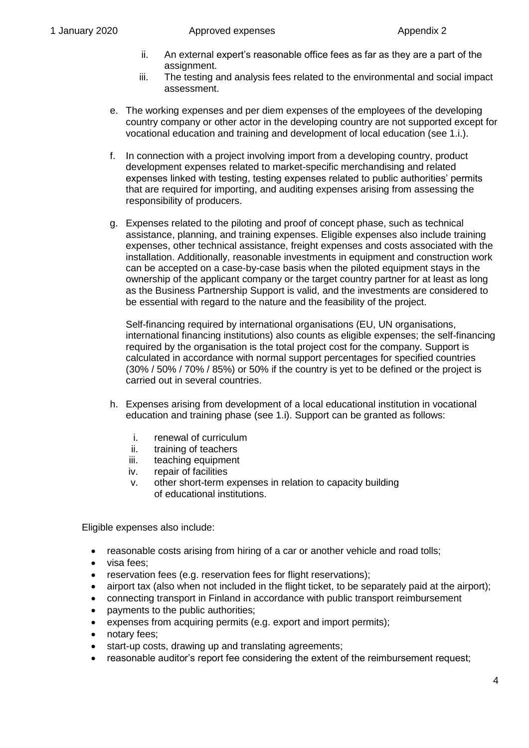ii. An external expert's reasonable office fees as far as they are a part of the assignment.
   iii. The testing and analysis fees related to the environmental and social impact assessment.

e. The working expenses and per diem expenses of the employees of the developing country company or other actor in the developing country are not supported except for vocational education and training and development of local education (see 1.i.).

f. In connection with a project involving import from a developing country, product development expenses related to market-specific merchandising and related expenses linked with testing, testing expenses related to public authorities' permits that are required for importing, and auditing expenses arising from assessing the responsibility of producers.

g. Expenses related to the piloting and proof of concept phase, such as technical assistance, planning, and training expenses. Eligible expenses also include training expenses, other technical assistance, freight expenses and costs associated with the installation. Additionally, reasonable investments in equipment and construction work can be accepted on a case-by-case basis when the piloted equipment stays in the ownership of the applicant company or the target country partner for at least as long as the Business Partnership Support is valid, and the investments are considered to be essential with regard to the nature and the feasibility of the project.

   Self-financing required by international organisations (EU, UN organisations, international financing institutions) also counts as eligible expenses; the self-financing required by the organisation is the total project cost for the company. Support is calculated in accordance with normal support percentages for specified countries (30% / 50% / 70% / 85%) or 50% if the country is yet to be defined or the project is carried out in several countries.

h. Expenses arising from development of a local educational institution in vocational education and training phase (see 1.i). Support can be granted as follows:

   i. renewal of curriculum
   ii. training of teachers
   iii. teaching equipment
   iv. repair of facilities
   v. other short-term expenses in relation to capacity building of educational institutions.

Eligible expenses also include:

- reasonable costs arising from hiring of a car or another vehicle and road tolls;
- visa fees;
- reservation fees (e.g. reservation fees for flight reservations);
- airport tax (also when not included in the flight ticket, to be separately paid at the airport);
- connecting transport in Finland in accordance with public transport reimbursement
- payments to the public authorities;
- expenses from acquiring permits (e.g. export and import permits);
- notary fees;
- start-up costs, drawing up and translating agreements;
- reasonable auditor's report fee considering the extent of the reimbursement request;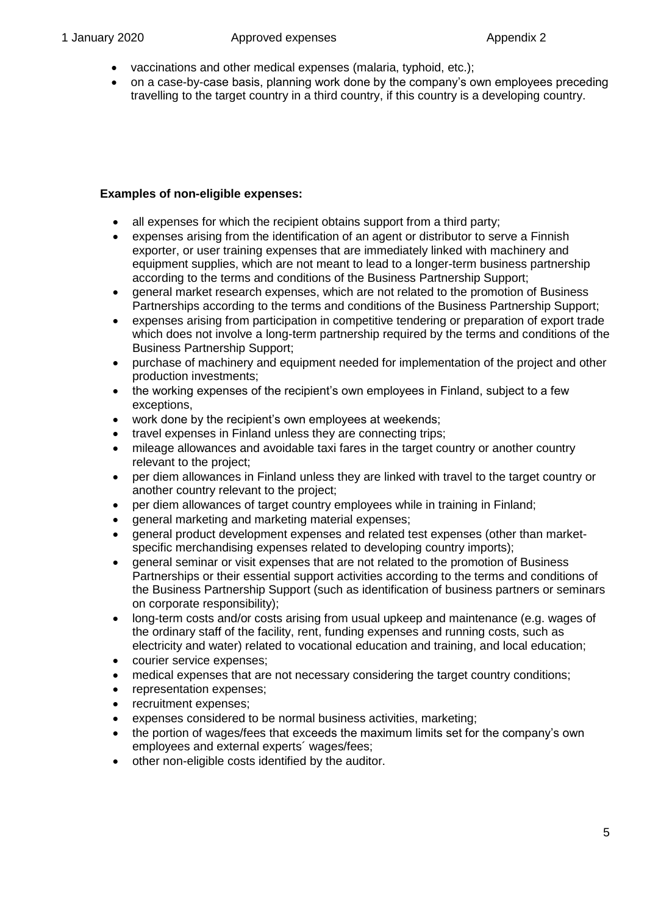- vaccinations and other medical expenses (malaria, typhoid, etc.);
- on a case-by-case basis, planning work done by the company's own employees preceding travelling to the target country in a third country, if this country is a developing country.

**Examples of non-eligible expenses:**

- all expenses for which the recipient obtains support from a third party;
- expenses arising from the identification of an agent or distributor to serve a Finnish exporter, or user training expenses that are immediately linked with machinery and equipment supplies, which are not meant to lead to a longer-term business partnership according to the terms and conditions of the Business Partnership Support;
- general market research expenses, which are not related to the promotion of Business Partnerships according to the terms and conditions of the Business Partnership Support;
- expenses arising from participation in competitive tendering or preparation of export trade which does not involve a long-term partnership required by the terms and conditions of the Business Partnership Support;
- purchase of machinery and equipment needed for implementation of the project and other production investments;
- the working expenses of the recipient's own employees in Finland, subject to a few exceptions,
- work done by the recipient's own employees at weekends;
- travel expenses in Finland unless they are connecting trips;
- mileage allowances and avoidable taxi fares in the target country or another country relevant to the project;
- per diem allowances in Finland unless they are linked with travel to the target country or another country relevant to the project;
- per diem allowances of target country employees while in training in Finland;
- general marketing and marketing material expenses;
- general product development expenses and related test expenses (other than market-specific merchandising expenses related to developing country imports);
- general seminar or visit expenses that are not related to the promotion of Business Partnerships or their essential support activities according to the terms and conditions of the Business Partnership Support (such as identification of business partners or seminars on corporate responsibility);
- long-term costs and/or costs arising from usual upkeep and maintenance (e.g. wages of the ordinary staff of the facility, rent, funding expenses and running costs, such as electricity and water) related to vocational education and training, and local education;
- courier service expenses;
- medical expenses that are not necessary considering the target country conditions;
- representation expenses;
- recruitment expenses;
- expenses considered to be normal business activities, marketing;
- the portion of wages/fees that exceeds the maximum limits set for the company's own employees and external experts´ wages/fees;
- other non-eligible costs identified by the auditor.